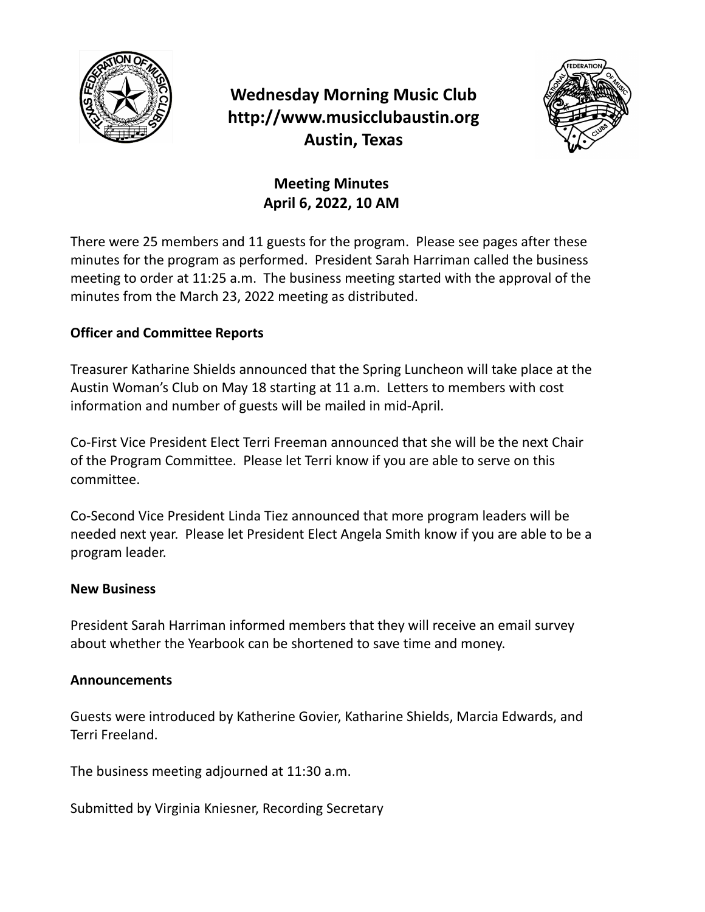# Wednesday Morning Music Club
# http://www.musicclubaustin.org
# Austin, Texas

## Meeting Minutes
## April 6, 2022, 10 AM

There were 25 members and 11 guests for the program. Please see pages after these minutes for the program as performed. President Sarah Harriman called the business meeting to order at 11:25 a.m. The business meeting started with the approval of the minutes from the March 23, 2022 meeting as distributed.

**Officer and Committee Reports**

Treasurer Katharine Shields announced that the Spring Luncheon will take place at the Austin Woman's Club on May 18 starting at 11 a.m. Letters to members with cost information and number of guests will be mailed in mid-April.

Co-First Vice President Elect Terri Freeman announced that she will be the next Chair of the Program Committee. Please let Terri know if you are able to serve on this committee.

Co-Second Vice President Linda Tiez announced that more program leaders will be needed next year. Please let President Elect Angela Smith know if you are able to be a program leader.

**New Business**

President Sarah Harriman informed members that they will receive an email survey about whether the Yearbook can be shortened to save time and money.

**Announcements**

Guests were introduced by Katherine Govier, Katharine Shields, Marcia Edwards, and Terri Freeland.

The business meeting adjourned at 11:30 a.m.

Submitted by Virginia Kniesner, Recording Secretary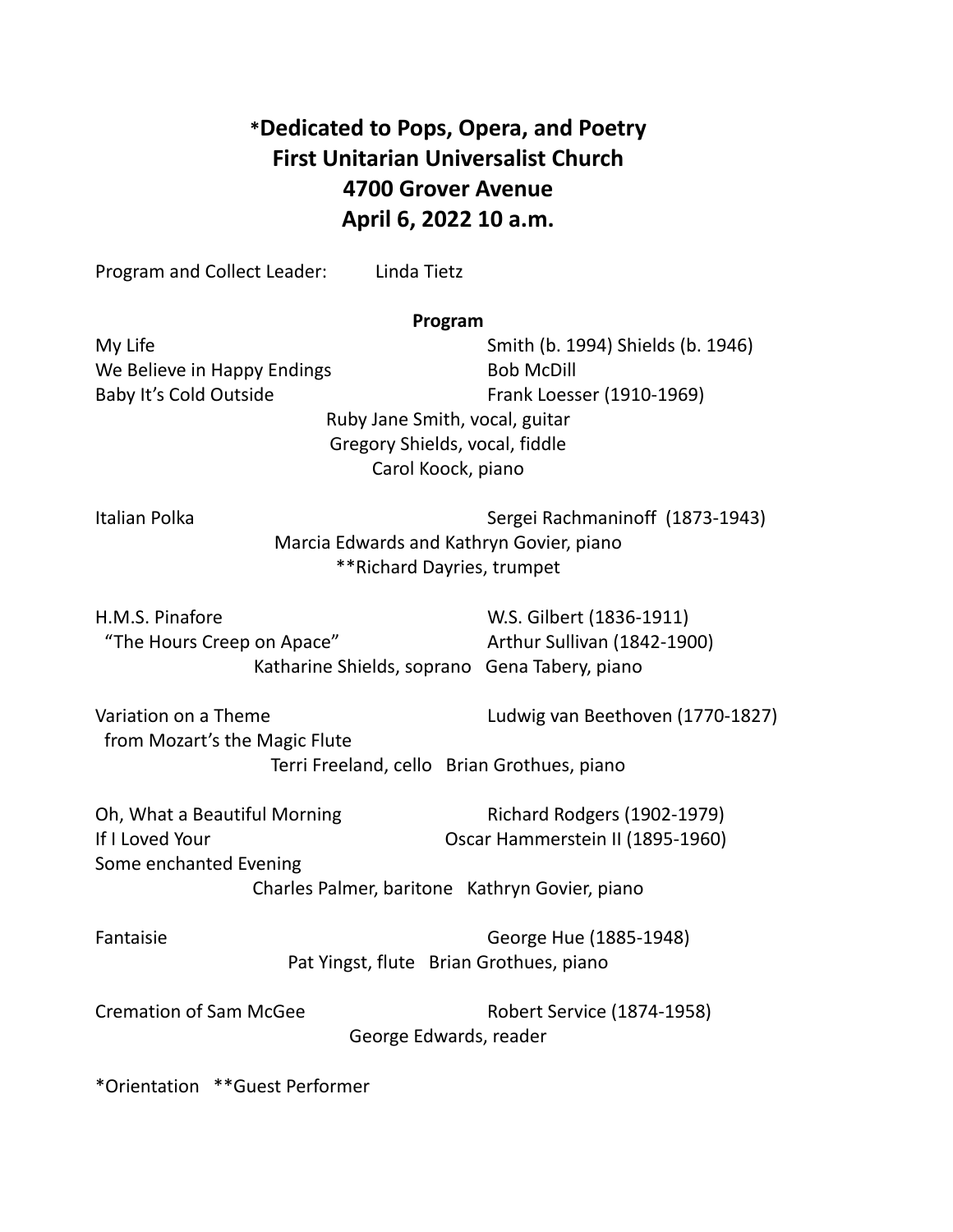# *Dedicated to Pops, Opera, and Poetry
# First Unitarian Universalist Church
# 4700 Grover Avenue
# April 6, 2022 10 a.m.

Program and Collect Leader: Linda Tietz

**Program**

My Life — Smith (b. 1994) Shields (b. 1946)
We Believe in Happy Endings — Bob McDill
Baby It's Cold Outside — Frank Loesser (1910-1969)

Ruby Jane Smith, vocal, guitar
Gregory Shields, vocal, fiddle
Carol Koock, piano

Italian Polka — Sergei Rachmaninoff (1873-1943)

Marcia Edwards and Kathryn Govier, piano
**Richard Dayries, trumpet

H.M.S. Pinafore — W.S. Gilbert (1836-1911)
"The Hours Creep on Apace" — Arthur Sullivan (1842-1900)

Katharine Shields, soprano Gena Tabery, piano

Variation on a Theme from Mozart's the Magic Flute — Ludwig van Beethoven (1770-1827)

Terri Freeland, cello Brian Grothues, piano

Oh, What a Beautiful Morning — Richard Rodgers (1902-1979)
If I Loved Your — Oscar Hammerstein II (1895-1960)
Some enchanted Evening

Charles Palmer, baritone Kathryn Govier, piano

Fantaisie — George Hue (1885-1948)

Pat Yingst, flute Brian Grothues, piano

Cremation of Sam McGee — Robert Service (1874-1958)

George Edwards, reader

*Orientation **Guest Performer